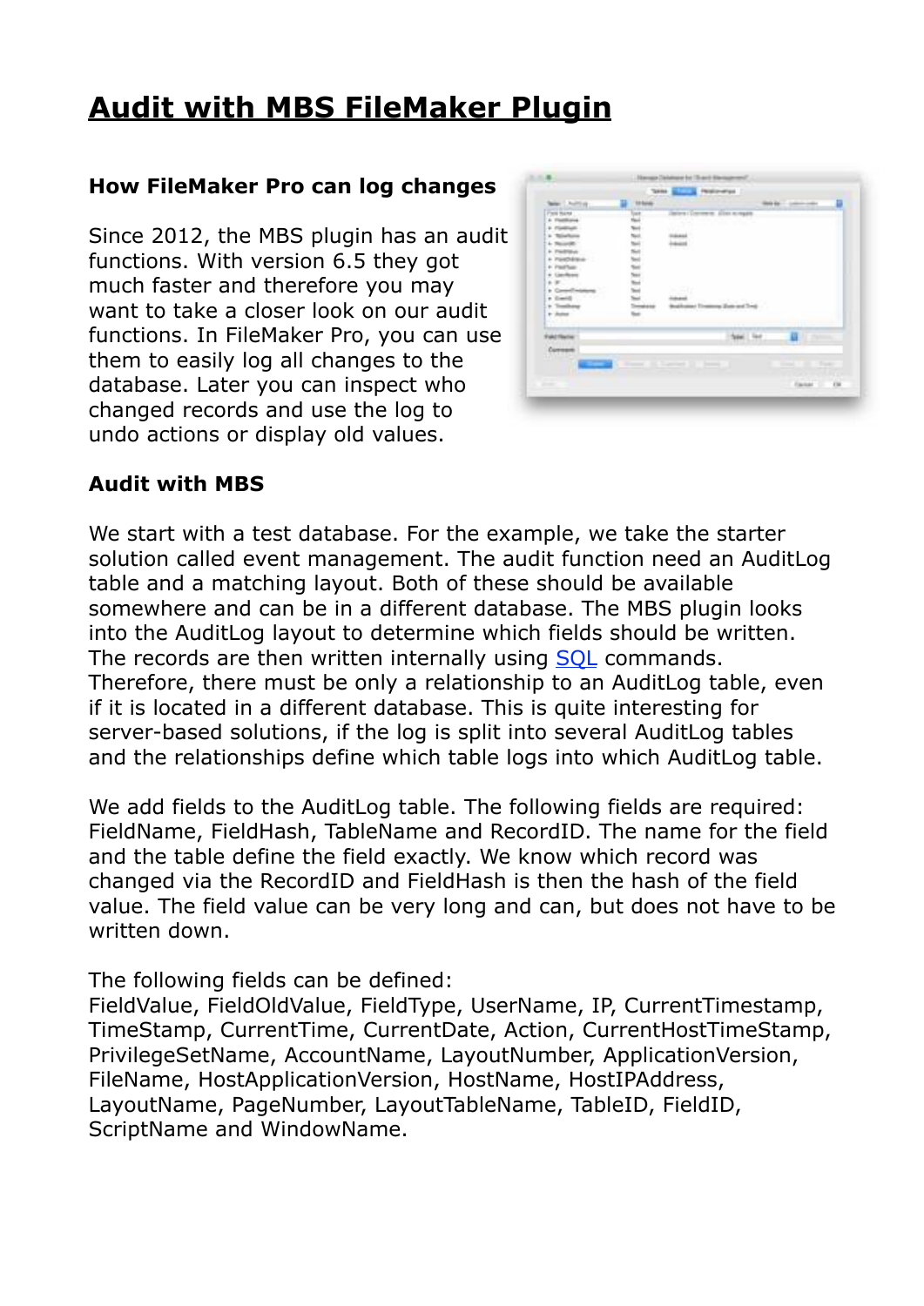# Audit with MBS FileMaker Plugin

### How FileMaker Pro can log changes

Since 2012, the MBS plugin has an audit functions. With version 6.5 they got much faster and therefore you may want to take a closer look on our audit functions. In FileMaker Pro, you can use them to easily log all changes to the database. Later you can inspect who changed records and use the log to undo actions or display old values.

### Audit with MBS

We start with a test database. For the example, we take the starter solution called event management. The audit function need an AuditLog table and a matching layout. Both of these should be available somewhere and can be in a different database. The MBS plugin looks into the AuditLog layout to determine which fields should be written. The records are then written internally using [SQL](SQL) commands. Therefore, there must be only a relationship to an AuditLog table, even if it is located in a different database. This is quite interesting for server-based solutions, if the log is split into several AuditLog tables and the relationships define which table logs into which AuditLog table.

We add fields to the AuditLog table. The following fields are required: FieldName, FieldHash, TableName and RecordID. The name for the field and the table define the field exactly. We know which record was changed via the RecordID and FieldHash is then the hash of the field value. The field value can be very long and can, but does not have to be written down.

The following fields can be defined:
FieldValue, FieldOldValue, FieldType, UserName, IP, CurrentTimestamp, TimeStamp, CurrentTime, CurrentDate, Action, CurrentHostTimeStamp, PrivilegeSetName, AccountName, LayoutNumber, ApplicationVersion, FileName, HostApplicationVersion, HostName, HostIPAddress, LayoutName, PageNumber, LayoutTableName, TableID, FieldID, ScriptName and WindowName.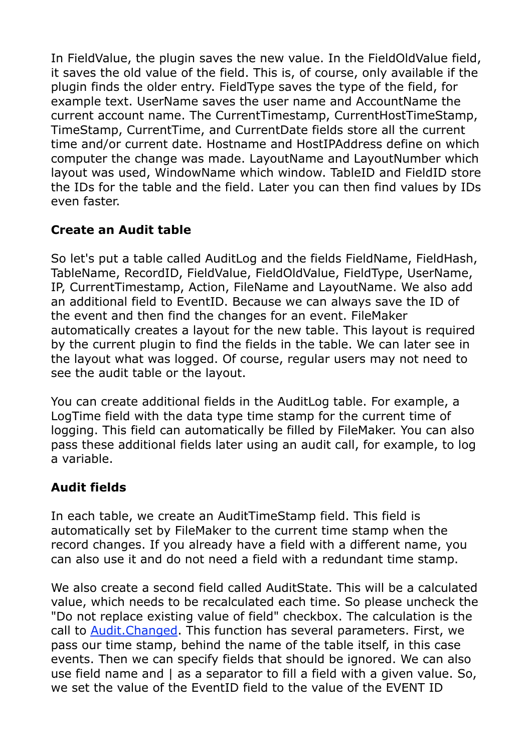In FieldValue, the plugin saves the new value. In the FieldOldValue field, it saves the old value of the field. This is, of course, only available if the plugin finds the older entry. FieldType saves the type of the field, for example text. UserName saves the user name and AccountName the current account name. The CurrentTimestamp, CurrentHostTimeStamp, TimeStamp, CurrentTime, and CurrentDate fields store all the current time and/or current date. Hostname and HostIPAddress define on which computer the change was made. LayoutName and LayoutNumber which layout was used, WindowName which window. TableID and FieldID store the IDs for the table and the field. Later you can then find values by IDs even faster.

**Create an Audit table**

So let's put a table called AuditLog and the fields FieldName, FieldHash, TableName, RecordID, FieldValue, FieldOldValue, FieldType, UserName, IP, CurrentTimestamp, Action, FileName and LayoutName. We also add an additional field to EventID. Because we can always save the ID of the event and then find the changes for an event. FileMaker automatically creates a layout for the new table. This layout is required by the current plugin to find the fields in the table. We can later see in the layout what was logged. Of course, regular users may not need to see the audit table or the layout.

You can create additional fields in the AuditLog table. For example, a LogTime field with the data type time stamp for the current time of logging. This field can automatically be filled by FileMaker. You can also pass these additional fields later using an audit call, for example, to log a variable.

**Audit fields**

In each table, we create an AuditTimeStamp field. This field is automatically set by FileMaker to the current time stamp when the record changes. If you already have a field with a different name, you can also use it and do not need a field with a redundant time stamp.

We also create a second field called AuditState. This will be a calculated value, which needs to be recalculated each time. So please uncheck the "Do not replace existing value of field" checkbox. The calculation is the call to [Audit.Changed](). This function has several parameters. First, we pass our time stamp, behind the name of the table itself, in this case events. Then we can specify fields that should be ignored. We can also use field name and | as a separator to fill a field with a given value. So, we set the value of the EventID field to the value of the EVENT ID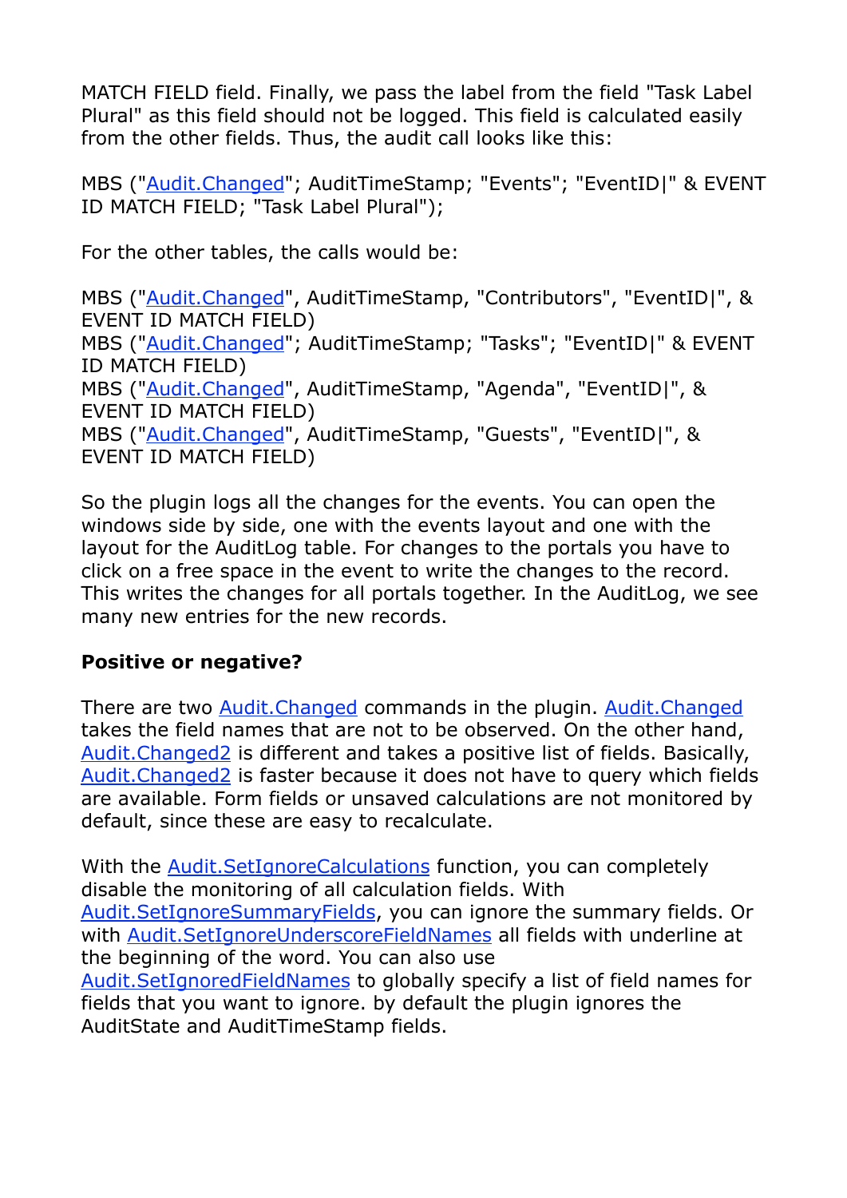MATCH FIELD field. Finally, we pass the label from the field "Task Label Plural" as this field should not be logged. This field is calculated easily from the other fields. Thus, the audit call looks like this:

MBS ("Audit.Changed"; AuditTimeStamp; "Events"; "EventID|" & EVENT ID MATCH FIELD; "Task Label Plural");

For the other tables, the calls would be:

MBS ("Audit.Changed", AuditTimeStamp, "Contributors", "EventID|", & EVENT ID MATCH FIELD)
MBS ("Audit.Changed"; AuditTimeStamp; "Tasks"; "EventID|" & EVENT ID MATCH FIELD)
MBS ("Audit.Changed", AuditTimeStamp, "Agenda", "EventID|", & EVENT ID MATCH FIELD)
MBS ("Audit.Changed", AuditTimeStamp, "Guests", "EventID|", & EVENT ID MATCH FIELD)

So the plugin logs all the changes for the events. You can open the windows side by side, one with the events layout and one with the layout for the AuditLog table. For changes to the portals you have to click on a free space in the event to write the changes to the record. This writes the changes for all portals together. In the AuditLog, we see many new entries for the new records.

**Positive or negative?**

There are two Audit.Changed commands in the plugin. Audit.Changed takes the field names that are not to be observed. On the other hand, Audit.Changed2 is different and takes a positive list of fields. Basically, Audit.Changed2 is faster because it does not have to query which fields are available. Form fields or unsaved calculations are not monitored by default, since these are easy to recalculate.

With the Audit.SetIgnoreCalculations function, you can completely disable the monitoring of all calculation fields. With Audit.SetIgnoreSummaryFields, you can ignore the summary fields. Or with Audit.SetIgnoreUnderscoreFieldNames all fields with underline at the beginning of the word. You can also use Audit.SetIgnoredFieldNames to globally specify a list of field names for fields that you want to ignore. by default the plugin ignores the AuditState and AuditTimeStamp fields.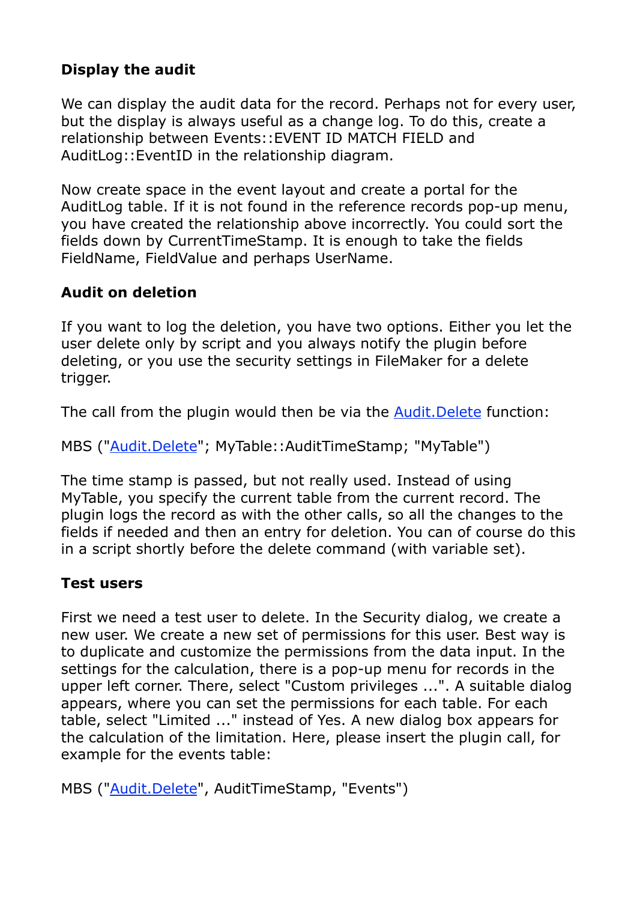### Display the audit

We can display the audit data for the record. Perhaps not for every user, but the display is always useful as a change log. To do this, create a relationship between Events::EVENT ID MATCH FIELD and AuditLog::EventID in the relationship diagram.

Now create space in the event layout and create a portal for the AuditLog table. If it is not found in the reference records pop-up menu, you have created the relationship above incorrectly. You could sort the fields down by CurrentTimeStamp. It is enough to take the fields FieldName, FieldValue and perhaps UserName.

### Audit on deletion

If you want to log the deletion, you have two options. Either you let the user delete only by script and you always notify the plugin before deleting, or you use the security settings in FileMaker for a delete trigger.

The call from the plugin would then be via the [Audit.Delete] function:

MBS ("Audit.Delete"; MyTable::AuditTimeStamp; "MyTable")

The time stamp is passed, but not really used. Instead of using MyTable, you specify the current table from the current record. The plugin logs the record as with the other calls, so all the changes to the fields if needed and then an entry for deletion. You can of course do this in a script shortly before the delete command (with variable set).

### Test users

First we need a test user to delete. In the Security dialog, we create a new user. We create a new set of permissions for this user. Best way is to duplicate and customize the permissions from the data input. In the settings for the calculation, there is a pop-up menu for records in the upper left corner. There, select "Custom privileges ...". A suitable dialog appears, where you can set the permissions for each table. For each table, select "Limited ..." instead of Yes. A new dialog box appears for the calculation of the limitation. Here, please insert the plugin call, for example for the events table:

MBS ("Audit.Delete", AuditTimeStamp, "Events")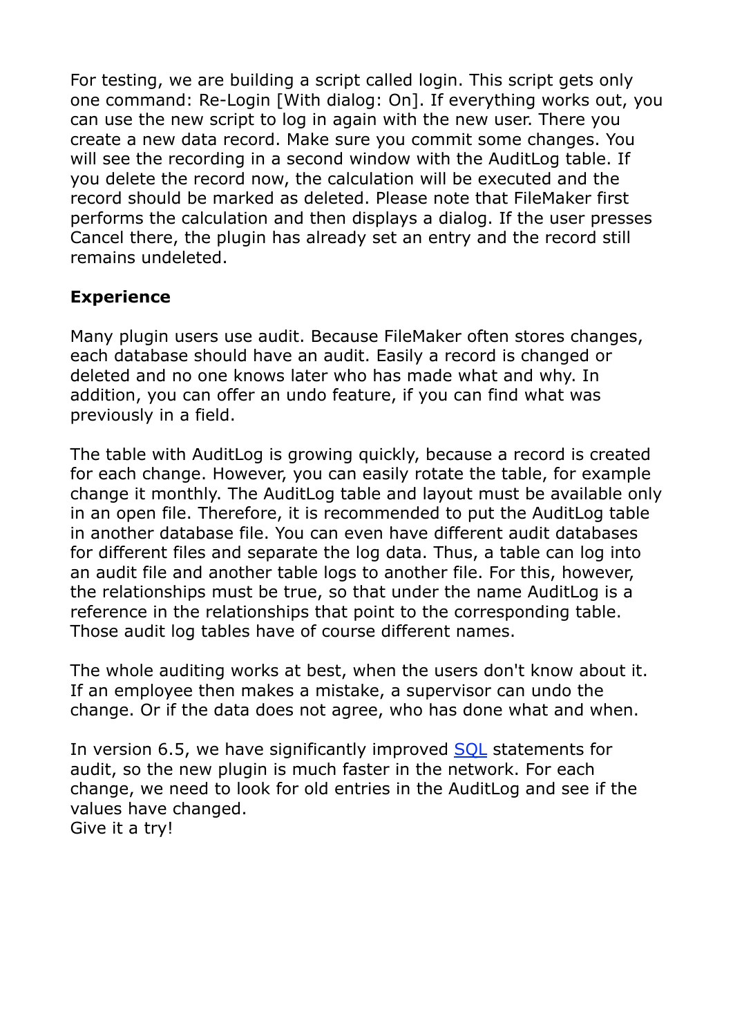For testing, we are building a script called login. This script gets only one command: Re-Login [With dialog: On]. If everything works out, you can use the new script to log in again with the new user. There you create a new data record. Make sure you commit some changes. You will see the recording in a second window with the AuditLog table. If you delete the record now, the calculation will be executed and the record should be marked as deleted. Please note that FileMaker first performs the calculation and then displays a dialog. If the user presses Cancel there, the plugin has already set an entry and the record still remains undeleted.

**Experience**

Many plugin users use audit. Because FileMaker often stores changes, each database should have an audit. Easily a record is changed or deleted and no one knows later who has made what and why. In addition, you can offer an undo feature, if you can find what was previously in a field.

The table with AuditLog is growing quickly, because a record is created for each change. However, you can easily rotate the table, for example change it monthly. The AuditLog table and layout must be available only in an open file. Therefore, it is recommended to put the AuditLog table in another database file. You can even have different audit databases for different files and separate the log data. Thus, a table can log into an audit file and another table logs to another file. For this, however, the relationships must be true, so that under the name AuditLog is a reference in the relationships that point to the corresponding table. Those audit log tables have of course different names.

The whole auditing works at best, when the users don't know about it. If an employee then makes a mistake, a supervisor can undo the change. Or if the data does not agree, who has done what and when.

In version 6.5, we have significantly improved SQL statements for audit, so the new plugin is much faster in the network. For each change, we need to look for old entries in the AuditLog and see if the values have changed.
Give it a try!